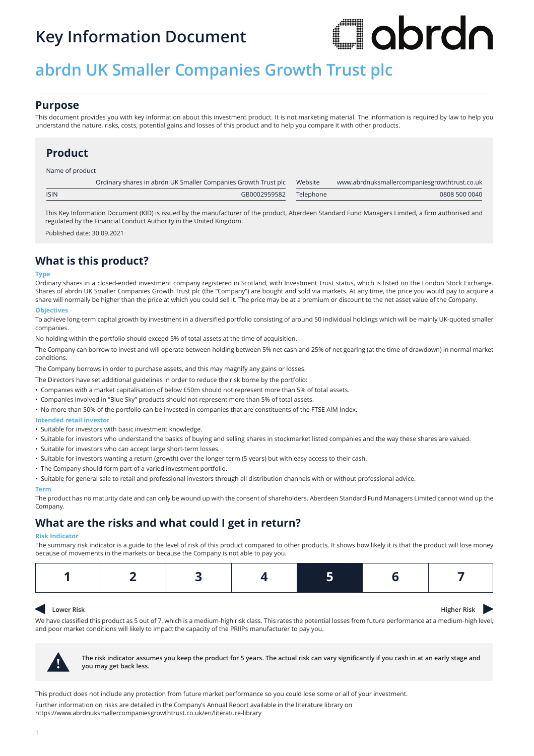# Key Information Document

## abrdn UK Smaller Companies Growth Trust plc

## Purpose

This document provides you with key information about this investment product. It is not marketing material. The information is required by law to help you understand the nature, risks, costs, potential gains and losses of this product and to help you compare it with other products.

## Product

| Name of product | | | |
|---|---|---|---|
| | Ordinary shares in abrdn UK Smaller Companies Growth Trust plc | Website | www.abrdnuksmallercompaniesgrowthtrust.co.uk |
| ISIN | GB0002959582 | Telephone | 0808 500 0040 |

This Key Information Document (KID) is issued by the manufacturer of the product, Aberdeen Standard Fund Managers Limited, a firm authorised and regulated by the Financial Conduct Authority in the United Kingdom.

Published date: 30.09.2021

## What is this product?

**Type**

Ordinary shares in a closed-ended investment company registered in Scotland, with Investment Trust status, which is listed on the London Stock Exchange. Shares of abrdn UK Smaller Companies Growth Trust plc (the "Company") are bought and sold via markets. At any time, the price you would pay to acquire a share will normally be higher than the price at which you could sell it. The price may be at a premium or discount to the net asset value of the Company.

**Objectives**

To achieve long-term capital growth by investment in a diversified portfolio consisting of around 50 individual holdings which will be mainly UK-quoted smaller companies.

No holding within the portfolio should exceed 5% of total assets at the time of acquisition.

The Company can borrow to invest and will operate between holding between 5% net cash and 25% of net gearing (at the time of drawdown) in normal market conditions.

The Company borrows in order to purchase assets, and this may magnify any gains or losses.

The Directors have set additional guidelines in order to reduce the risk borne by the portfolio:

- Companies with a market capitalisation of below £50m should not represent more than 5% of total assets.
- Companies involved in "Blue Sky" products should not represent more than 5% of total assets.
- No more than 50% of the portfolio can be invested in companies that are constituents of the FTSE AIM Index.

**Intended retail investor**

- Suitable for investors with basic investment knowledge.
- Suitable for investors who understand the basics of buying and selling shares in stockmarket listed companies and the way these shares are valued.
- Suitable for investors who can accept large short-term losses.
- Suitable for investors wanting a return (growth) over the longer term (5 years) but with easy access to their cash.
- The Company should form part of a varied investment portfolio.
- Suitable for general sale to retail and professional investors through all distribution channels with or without professional advice.

**Term**

The product has no maturity date and can only be wound up with the consent of shareholders. Aberdeen Standard Fund Managers Limited cannot wind up the Company.

## What are the risks and what could I get in return?

**Risk Indicator**

The summary risk indicator is a guide to the level of risk of this product compared to other products. It shows how likely it is that the product will lose money because of movements in the markets or because the Company is not able to pay you.

| 1 | 2 | 3 | 4 | **5** | 6 | 7 |
|---|---|---|---|---|---|---|

Lower Risk ◀ ▶ Higher Risk

We have classified this product as 5 out of 7, which is a medium-high risk class. This rates the potential losses from future performance at a medium-high level, and poor market conditions will likely to impact the capacity of the PRIIPs manufacturer to pay you.

**The risk indicator assumes you keep the product for 5 years. The actual risk can vary significantly if you cash in at an early stage and you may get back less.**

This product does not include any protection from future market performance so you could lose some or all of your investment.

Further information on risks are detailed in the Company's Annual Report available in the literature library on https://www.abrdnuksmallercompaniesgrowthtrust.co.uk/en/literature-library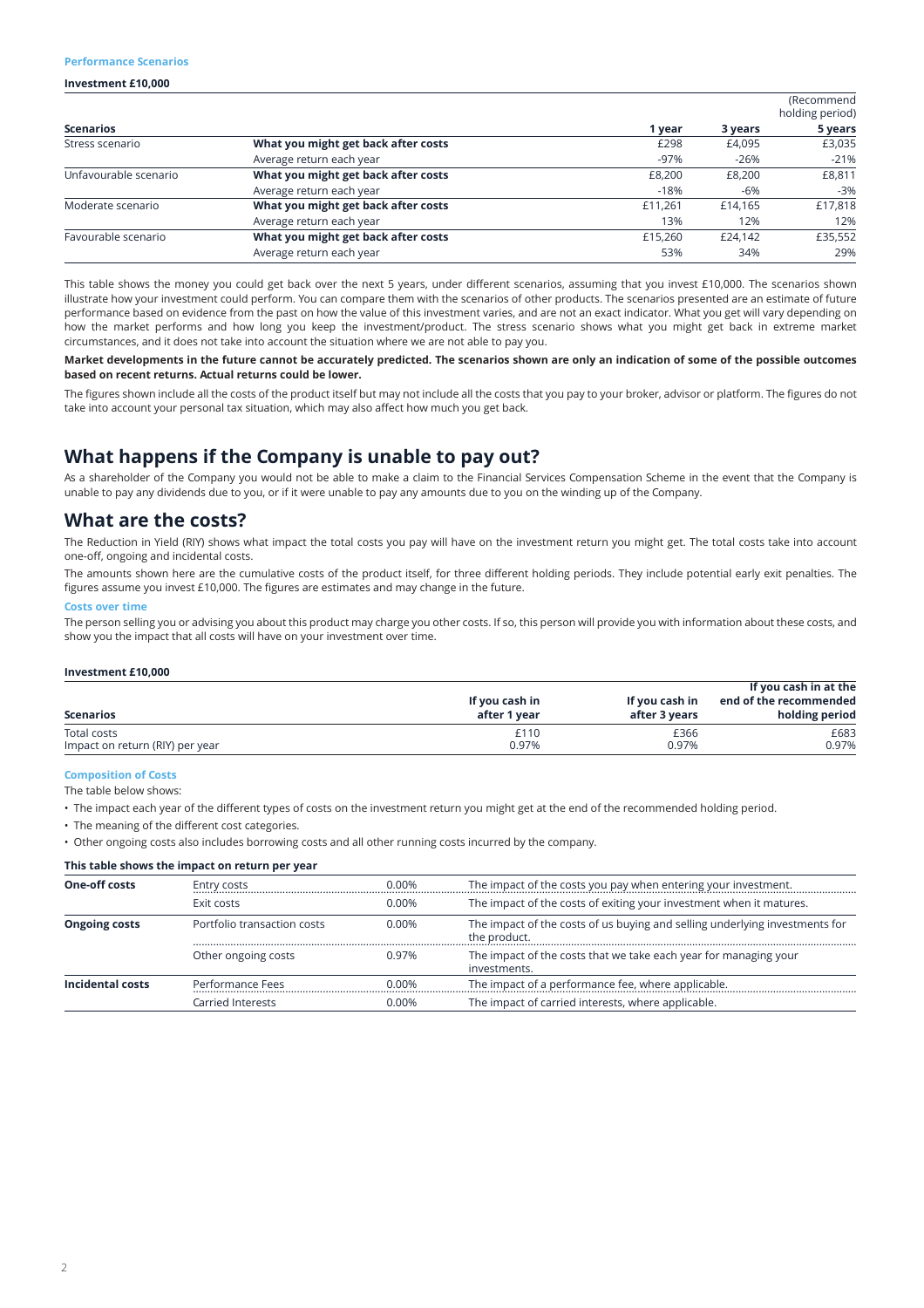### Performance Scenarios

**Investment £10,000**

| Scenarios | | 1 year | 3 years | (Recommend holding period) 5 years |
|---|---|---|---|---|
| Stress scenario | **What you might get back after costs** | £298 | £4,095 | £3,035 |
| | Average return each year | -97% | -26% | -21% |
| Unfavourable scenario | **What you might get back after costs** | £8,200 | £8,200 | £8,811 |
| | Average return each year | -18% | -6% | -3% |
| Moderate scenario | **What you might get back after costs** | £11,261 | £14,165 | £17,818 |
| | Average return each year | 13% | 12% | 12% |
| Favourable scenario | **What you might get back after costs** | £15,260 | £24,142 | £35,552 |
| | Average return each year | 53% | 34% | 29% |

This table shows the money you could get back over the next 5 years, under different scenarios, assuming that you invest £10,000. The scenarios shown illustrate how your investment could perform. You can compare them with the scenarios of other products. The scenarios presented are an estimate of future performance based on evidence from the past on how the value of this investment varies, and are not an exact indicator. What you get will vary depending on how the market performs and how long you keep the investment/product. The stress scenario shows what you might get back in extreme market circumstances, and it does not take into account the situation where we are not able to pay you.

**Market developments in the future cannot be accurately predicted. The scenarios shown are only an indication of some of the possible outcomes based on recent returns. Actual returns could be lower.**

The figures shown include all the costs of the product itself but may not include all the costs that you pay to your broker, advisor or platform. The figures do not take into account your personal tax situation, which may also affect how much you get back.

## What happens if the Company is unable to pay out?

As a shareholder of the Company you would not be able to make a claim to the Financial Services Compensation Scheme in the event that the Company is unable to pay any dividends due to you, or if it were unable to pay any amounts due to you on the winding up of the Company.

## What are the costs?

The Reduction in Yield (RIY) shows what impact the total costs you pay will have on the investment return you might get. The total costs take into account one-off, ongoing and incidental costs.

The amounts shown here are the cumulative costs of the product itself, for three different holding periods. They include potential early exit penalties. The figures assume you invest £10,000. The figures are estimates and may change in the future.

### Costs over time

The person selling you or advising you about this product may charge you other costs. If so, this person will provide you with information about these costs, and show you the impact that all costs will have on your investment over time.

**Investment £10,000**

| Scenarios | If you cash in after 1 year | If you cash in after 3 years | If you cash in at the end of the recommended holding period |
|---|---|---|---|
| Total costs | £110 | £366 | £683 |
| Impact on return (RIY) per year | 0.97% | 0.97% | 0.97% |

### Composition of Costs

The table below shows:

- The impact each year of the different types of costs on the investment return you might get at the end of the recommended holding period.
- The meaning of the different cost categories.
- Other ongoing costs also includes borrowing costs and all other running costs incurred by the company.

**This table shows the impact on return per year**

| | | | |
|---|---|---|---|
| **One-off costs** | Entry costs | 0.00% | The impact of the costs you pay when entering your investment. |
| | Exit costs | 0.00% | The impact of the costs of exiting your investment when it matures. |
| **Ongoing costs** | Portfolio transaction costs | 0.00% | The impact of the costs of us buying and selling underlying investments for the product. |
| | Other ongoing costs | 0.97% | The impact of the costs that we take each year for managing your investments. |
| **Incidental costs** | Performance Fees | 0.00% | The impact of a performance fee, where applicable. |
| | Carried Interests | 0.00% | The impact of carried interests, where applicable. |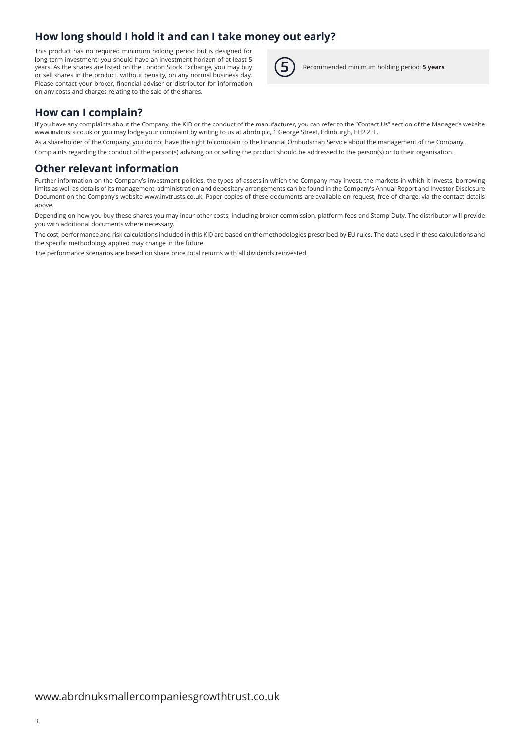## How long should I hold it and can I take money out early?

This product has no required minimum holding period but is designed for long-term investment; you should have an investment horizon of at least 5 years. As the shares are listed on the London Stock Exchange, you may buy or sell shares in the product, without penalty, on any normal business day. Please contact your broker, financial adviser or distributor for information on any costs and charges relating to the sale of the shares.

5

Recommended minimum holding period: **5 years**

## How can I complain?

If you have any complaints about the Company, the KID or the conduct of the manufacturer, you can refer to the "Contact Us" section of the Manager's website www.invtrusts.co.uk or you may lodge your complaint by writing to us at abrdn plc, 1 George Street, Edinburgh, EH2 2LL.

As a shareholder of the Company, you do not have the right to complain to the Financial Ombudsman Service about the management of the Company.

Complaints regarding the conduct of the person(s) advising on or selling the product should be addressed to the person(s) or to their organisation.

## Other relevant information

Further information on the Company's investment policies, the types of assets in which the Company may invest, the markets in which it invests, borrowing limits as well as details of its management, administration and depositary arrangements can be found in the Company's Annual Report and Investor Disclosure Document on the Company's website www.invtrusts.co.uk. Paper copies of these documents are available on request, free of charge, via the contact details above.

Depending on how you buy these shares you may incur other costs, including broker commission, platform fees and Stamp Duty. The distributor will provide you with additional documents where necessary.

The cost, performance and risk calculations included in this KID are based on the methodologies prescribed by EU rules. The data used in these calculations and the specific methodology applied may change in the future.

The performance scenarios are based on share price total returns with all dividends reinvested.

www.abrdnuksmallercompaniesgrowthtrust.co.uk